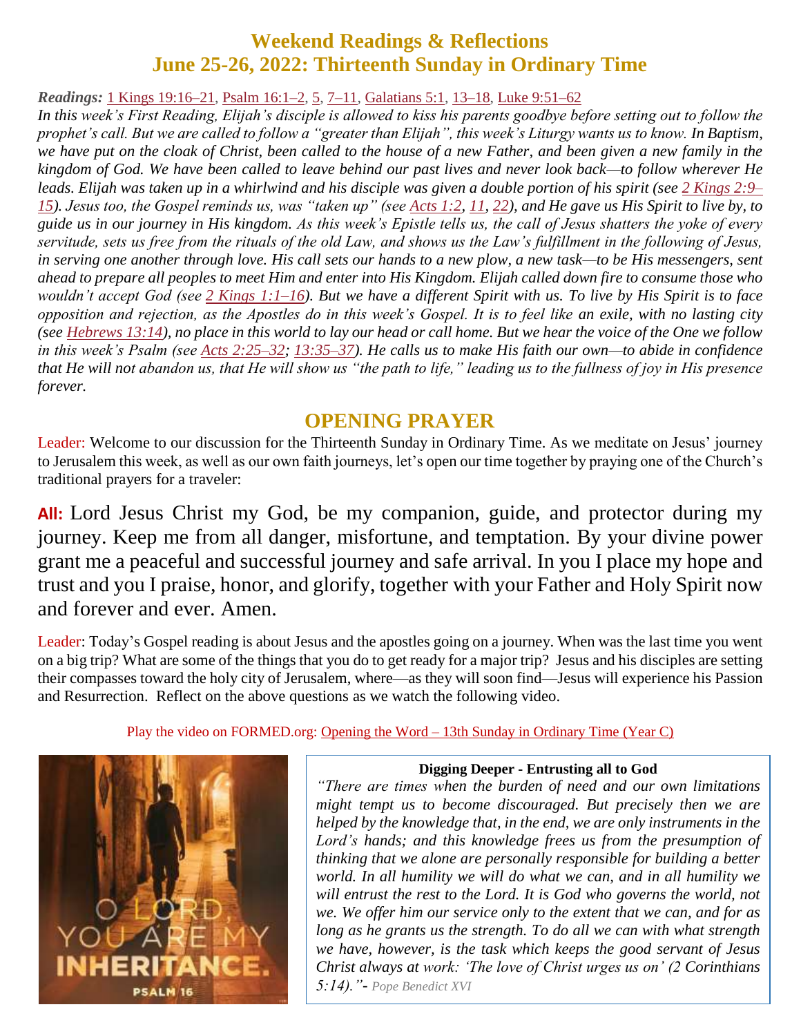# Weekend Readings & Reflections
# June 25-26, 2022: Thirteenth Sunday in Ordinary Time

***Readings:*** 1 Kings 19:16–21, Psalm 16:1–2, 5, 7–11, Galatians 5:1, 13–18, Luke 9:51–62

*In this week's First Reading, Elijah's disciple is allowed to kiss his parents goodbye before setting out to follow the prophet's call. But we are called to follow a "greater than Elijah", this week's Liturgy wants us to know. In Baptism, we have put on the cloak of Christ, been called to the house of a new Father, and been given a new family in the kingdom of God. We have been called to leave behind our past lives and never look back—to follow wherever He leads. Elijah was taken up in a whirlwind and his disciple was given a double portion of his spirit (see 2 Kings 2:9–15). Jesus too, the Gospel reminds us, was "taken up" (see Acts 1:2, 11, 22), and He gave us His Spirit to live by, to guide us in our journey in His kingdom. As this week's Epistle tells us, the call of Jesus shatters the yoke of every servitude, sets us free from the rituals of the old Law, and shows us the Law's fulfillment in the following of Jesus, in serving one another through love. His call sets our hands to a new plow, a new task—to be His messengers, sent ahead to prepare all peoples to meet Him and enter into His Kingdom. Elijah called down fire to consume those who wouldn't accept God (see 2 Kings 1:1–16). But we have a different Spirit with us. To live by His Spirit is to face opposition and rejection, as the Apostles do in this week's Gospel. It is to feel like an exile, with no lasting city (see Hebrews 13:14), no place in this world to lay our head or call home. But we hear the voice of the One we follow in this week's Psalm (see Acts 2:25–32; 13:35–37). He calls us to make His faith our own—to abide in confidence that He will not abandon us, that He will show us "the path to life," leading us to the fullness of joy in His presence forever.*

## OPENING PRAYER

Leader: Welcome to our discussion for the Thirteenth Sunday in Ordinary Time. As we meditate on Jesus' journey to Jerusalem this week, as well as our own faith journeys, let's open our time together by praying one of the Church's traditional prayers for a traveler:

**All:** Lord Jesus Christ my God, be my companion, guide, and protector during my journey. Keep me from all danger, misfortune, and temptation. By your divine power grant me a peaceful and successful journey and safe arrival. In you I place my hope and trust and you I praise, honor, and glorify, together with your Father and Holy Spirit now and forever and ever. Amen.

Leader: Today's Gospel reading is about Jesus and the apostles going on a journey. When was the last time you went on a big trip? What are some of the things that you do to get ready for a major trip? Jesus and his disciples are setting their compasses toward the holy city of Jerusalem, where—as they will soon find—Jesus will experience his Passion and Resurrection. Reflect on the above questions as we watch the following video.

Play the video on FORMED.org: Opening the Word – 13th Sunday in Ordinary Time (Year C)

O LORD, YOU ARE MY INHERITANCE. PSALM 16

**Digging Deeper - Entrusting all to God**

*"There are times when the burden of need and our own limitations might tempt us to become discouraged. But precisely then we are helped by the knowledge that, in the end, we are only instruments in the Lord's hands; and this knowledge frees us from the presumption of thinking that we alone are personally responsible for building a better world. In all humility we will do what we can, and in all humility we will entrust the rest to the Lord. It is God who governs the world, not we. We offer him our service only to the extent that we can, and for as long as he grants us the strength. To do all we can with what strength we have, however, is the task which keeps the good servant of Jesus Christ always at work: 'The love of Christ urges us on' (2 Corinthians 5:14)."- Pope Benedict XVI*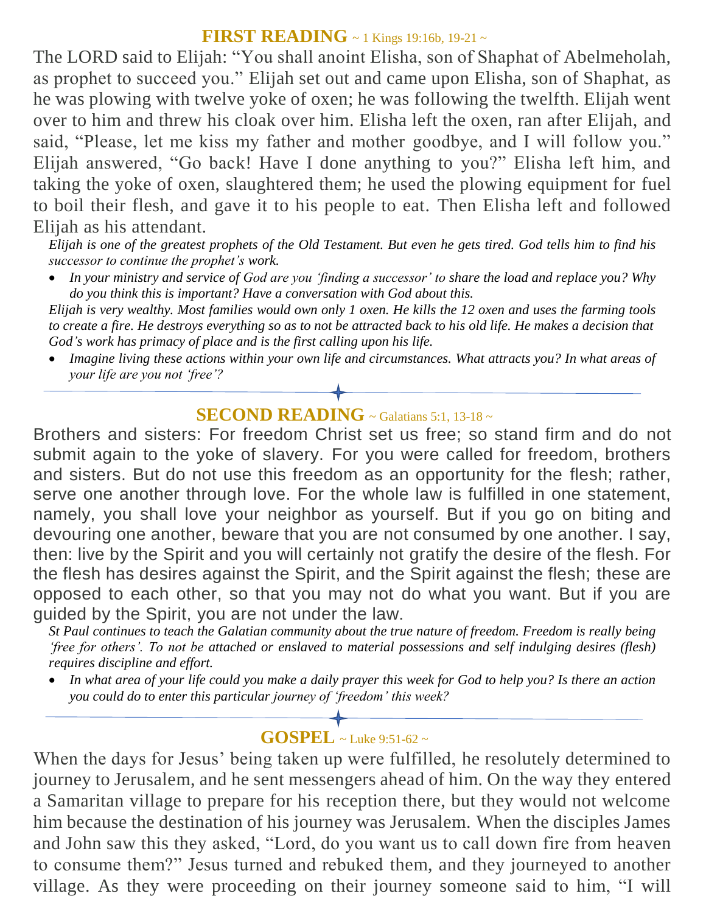## FIRST READING ~ 1 Kings 19:16b, 19-21 ~

The LORD said to Elijah: "You shall anoint Elisha, son of Shaphat of Abelmeholah, as prophet to succeed you." Elijah set out and came upon Elisha, son of Shaphat, as he was plowing with twelve yoke of oxen; he was following the twelfth. Elijah went over to him and threw his cloak over him. Elisha left the oxen, ran after Elijah, and said, "Please, let me kiss my father and mother goodbye, and I will follow you." Elijah answered, "Go back! Have I done anything to you?" Elisha left him, and taking the yoke of oxen, slaughtered them; he used the plowing equipment for fuel to boil their flesh, and gave it to his people to eat. Then Elisha left and followed Elijah as his attendant.

*Elijah is one of the greatest prophets of the Old Testament. But even he gets tired. God tells him to find his successor to continue the prophet's work.*

- *In your ministry and service of God are you 'finding a successor' to share the load and replace you? Why do you think this is important? Have a conversation with God about this.*

*Elijah is very wealthy. Most families would own only 1 oxen. He kills the 12 oxen and uses the farming tools to create a fire. He destroys everything so as to not be attracted back to his old life. He makes a decision that God's work has primacy of place and is the first calling upon his life.*

- *Imagine living these actions within your own life and circumstances. What attracts you? In what areas of your life are you not 'free'?*

## SECOND READING ~ Galatians 5:1, 13-18 ~

Brothers and sisters: For freedom Christ set us free; so stand firm and do not submit again to the yoke of slavery. For you were called for freedom, brothers and sisters. But do not use this freedom as an opportunity for the flesh; rather, serve one another through love. For the whole law is fulfilled in one statement, namely, you shall love your neighbor as yourself. But if you go on biting and devouring one another, beware that you are not consumed by one another. I say, then: live by the Spirit and you will certainly not gratify the desire of the flesh. For the flesh has desires against the Spirit, and the Spirit against the flesh; these are opposed to each other, so that you may not do what you want. But if you are guided by the Spirit, you are not under the law.

*St Paul continues to teach the Galatian community about the true nature of freedom. Freedom is really being 'free for others'. To not be attached or enslaved to material possessions and self indulging desires (flesh) requires discipline and effort.*

- *In what area of your life could you make a daily prayer this week for God to help you? Is there an action you could do to enter this particular journey of 'freedom' this week?*

## GOSPEL ~ Luke 9:51-62 ~

When the days for Jesus' being taken up were fulfilled, he resolutely determined to journey to Jerusalem, and he sent messengers ahead of him. On the way they entered a Samaritan village to prepare for his reception there, but they would not welcome him because the destination of his journey was Jerusalem. When the disciples James and John saw this they asked, "Lord, do you want us to call down fire from heaven to consume them?" Jesus turned and rebuked them, and they journeyed to another village. As they were proceeding on their journey someone said to him, "I will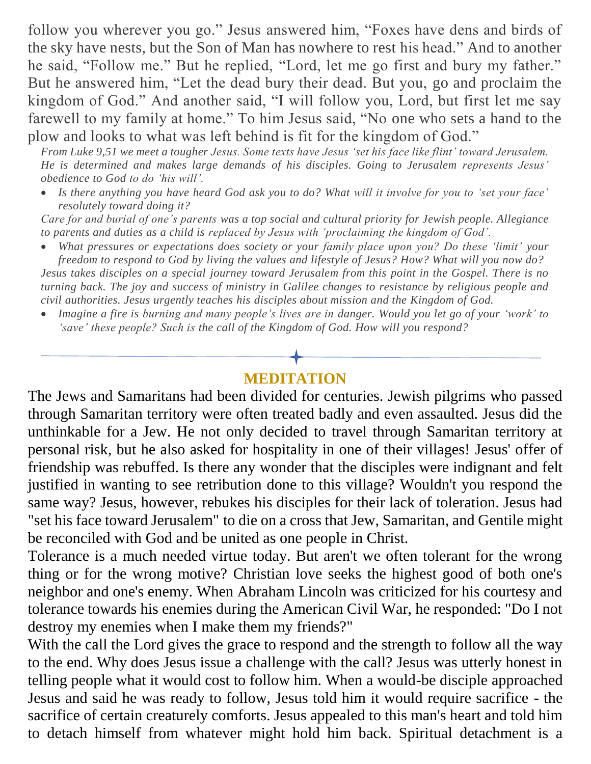follow you wherever you go." Jesus answered him, "Foxes have dens and birds of the sky have nests, but the Son of Man has nowhere to rest his head." And to another he said, "Follow me." But he replied, "Lord, let me go first and bury my father." But he answered him, "Let the dead bury their dead. But you, go and proclaim the kingdom of God." And another said, "I will follow you, Lord, but first let me say farewell to my family at home." To him Jesus said, "No one who sets a hand to the plow and looks to what was left behind is fit for the kingdom of God."

*From Luke 9,51 we meet a tougher Jesus. Some texts have Jesus 'set his face like flint' toward Jerusalem. He is determined and makes large demands of his disciples. Going to Jerusalem represents Jesus' obedience to God to do 'his will'.*

- *Is there anything you have heard God ask you to do? What will it involve for you to 'set your face' resolutely toward doing it?*

*Care for and burial of one's parents was a top social and cultural priority for Jewish people. Allegiance to parents and duties as a child is replaced by Jesus with 'proclaiming the kingdom of God'.*

- *What pressures or expectations does society or your family place upon you? Do these 'limit' your freedom to respond to God by living the values and lifestyle of Jesus? How? What will you now do?*

*Jesus takes disciples on a special journey toward Jerusalem from this point in the Gospel. There is no turning back. The joy and success of ministry in Galilee changes to resistance by religious people and civil authorities. Jesus urgently teaches his disciples about mission and the Kingdom of God.*

- *Imagine a fire is burning and many people's lives are in danger. Would you let go of your 'work' to 'save' these people? Such is the call of the Kingdom of God. How will you respond?*

---

## MEDITATION

The Jews and Samaritans had been divided for centuries. Jewish pilgrims who passed through Samaritan territory were often treated badly and even assaulted. Jesus did the unthinkable for a Jew. He not only decided to travel through Samaritan territory at personal risk, but he also asked for hospitality in one of their villages! Jesus' offer of friendship was rebuffed. Is there any wonder that the disciples were indignant and felt justified in wanting to see retribution done to this village? Wouldn't you respond the same way? Jesus, however, rebukes his disciples for their lack of toleration. Jesus had "set his face toward Jerusalem" to die on a cross that Jew, Samaritan, and Gentile might be reconciled with God and be united as one people in Christ.

Tolerance is a much needed virtue today. But aren't we often tolerant for the wrong thing or for the wrong motive? Christian love seeks the highest good of both one's neighbor and one's enemy. When Abraham Lincoln was criticized for his courtesy and tolerance towards his enemies during the American Civil War, he responded: "Do I not destroy my enemies when I make them my friends?"

With the call the Lord gives the grace to respond and the strength to follow all the way to the end. Why does Jesus issue a challenge with the call? Jesus was utterly honest in telling people what it would cost to follow him. When a would-be disciple approached Jesus and said he was ready to follow, Jesus told him it would require sacrifice - the sacrifice of certain creaturely comforts. Jesus appealed to this man's heart and told him to detach himself from whatever might hold him back. Spiritual detachment is a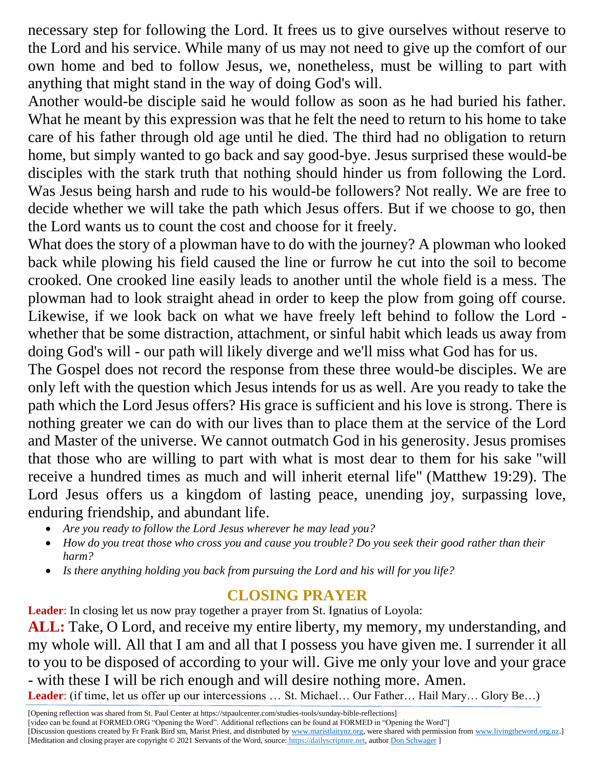necessary step for following the Lord. It frees us to give ourselves without reserve to the Lord and his service. While many of us may not need to give up the comfort of our own home and bed to follow Jesus, we, nonetheless, must be willing to part with anything that might stand in the way of doing God's will.

Another would-be disciple said he would follow as soon as he had buried his father. What he meant by this expression was that he felt the need to return to his home to take care of his father through old age until he died. The third had no obligation to return home, but simply wanted to go back and say good-bye. Jesus surprised these would-be disciples with the stark truth that nothing should hinder us from following the Lord. Was Jesus being harsh and rude to his would-be followers? Not really. We are free to decide whether we will take the path which Jesus offers. But if we choose to go, then the Lord wants us to count the cost and choose for it freely.

What does the story of a plowman have to do with the journey? A plowman who looked back while plowing his field caused the line or furrow he cut into the soil to become crooked. One crooked line easily leads to another until the whole field is a mess. The plowman had to look straight ahead in order to keep the plow from going off course. Likewise, if we look back on what we have freely left behind to follow the Lord - whether that be some distraction, attachment, or sinful habit which leads us away from doing God's will - our path will likely diverge and we'll miss what God has for us.

The Gospel does not record the response from these three would-be disciples. We are only left with the question which Jesus intends for us as well. Are you ready to take the path which the Lord Jesus offers? His grace is sufficient and his love is strong. There is nothing greater we can do with our lives than to place them at the service of the Lord and Master of the universe. We cannot outmatch God in his generosity. Jesus promises that those who are willing to part with what is most dear to them for his sake "will receive a hundred times as much and will inherit eternal life" (Matthew 19:29). The Lord Jesus offers us a kingdom of lasting peace, unending joy, surpassing love, enduring friendship, and abundant life.

- *Are you ready to follow the Lord Jesus wherever he may lead you?*
- *How do you treat those who cross you and cause you trouble? Do you seek their good rather than their harm?*
- *Is there anything holding you back from pursuing the Lord and his will for you life?*

## CLOSING PRAYER

**Leader**: In closing let us now pray together a prayer from St. Ignatius of Loyola:

**ALL:** Take, O Lord, and receive my entire liberty, my memory, my understanding, and my whole will. All that I am and all that I possess you have given me. I surrender it all to you to be disposed of according to your will. Give me only your love and your grace - with these I will be rich enough and will desire nothing more. Amen.

**Leader**: (if time, let us offer up our intercessions … St. Michael… Our Father… Hail Mary… Glory Be…)

[Opening reflection was shared from St. Paul Center at https://stpaulcenter.com/studies-tools/sunday-bible-reflections]
[video can be found at FORMED.ORG "Opening the Word". Additional reflections can be found at FORMED in "Opening the Word"]
[Discussion questions created by Fr Frank Bird sm, Marist Priest, and distributed by www.maristlaitynz.org, were shared with permission from www.livingtheword.org.nz.]
[Meditation and closing prayer are copyright © 2021 Servants of the Word, source: https://dailyscripture.net, author Don Schwager ]